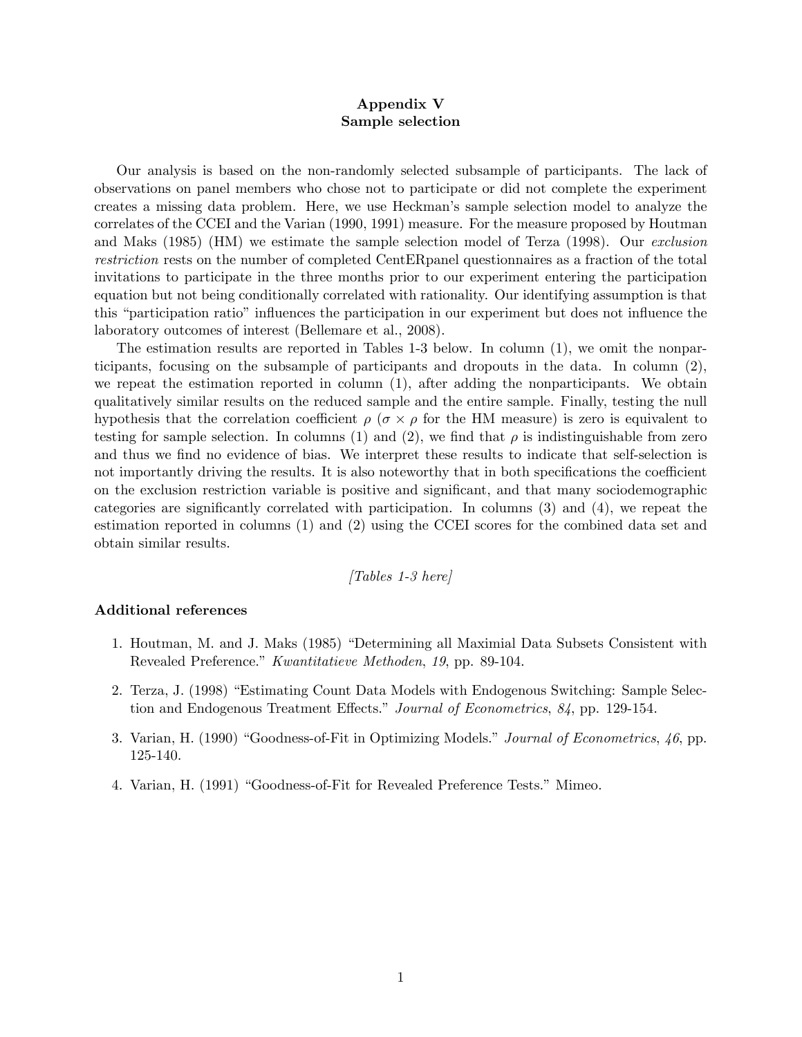# Appendix V
## Sample selection

Our analysis is based on the non-randomly selected subsample of participants. The lack of observations on panel members who chose not to participate or did not complete the experiment creates a missing data problem. Here, we use Heckman's sample selection model to analyze the correlates of the CCEI and the Varian (1990, 1991) measure. For the measure proposed by Houtman and Maks (1985) (HM) we estimate the sample selection model of Terza (1998). Our *exclusion restriction* rests on the number of completed CentERpanel questionnaires as a fraction of the total invitations to participate in the three months prior to our experiment entering the participation equation but not being conditionally correlated with rationality. Our identifying assumption is that this "participation ratio" influences the participation in our experiment but does not influence the laboratory outcomes of interest (Bellemare et al., 2008).

The estimation results are reported in Tables 1-3 below. In column (1), we omit the nonparticipants, focusing on the subsample of participants and dropouts in the data. In column (2), we repeat the estimation reported in column (1), after adding the nonparticipants. We obtain qualitatively similar results on the reduced sample and the entire sample. Finally, testing the null hypothesis that the correlation coefficient $\rho$ ($\sigma \times \rho$ for the HM measure) is zero is equivalent to testing for sample selection. In columns (1) and (2), we find that $\rho$ is indistinguishable from zero and thus we find no evidence of bias. We interpret these results to indicate that self-selection is not importantly driving the results. It is also noteworthy that in both specifications the coefficient on the exclusion restriction variable is positive and significant, and that many sociodemographic categories are significantly correlated with participation. In columns (3) and (4), we repeat the estimation reported in columns (1) and (2) using the CCEI scores for the combined data set and obtain similar results.

*[Tables 1-3 here]*

### Additional references

1. Houtman, M. and J. Maks (1985) "Determining all Maximial Data Subsets Consistent with Revealed Preference." *Kwantitatieve Methoden*, *19*, pp. 89-104.
2. Terza, J. (1998) "Estimating Count Data Models with Endogenous Switching: Sample Selection and Endogenous Treatment Effects." *Journal of Econometrics*, *84*, pp. 129-154.
3. Varian, H. (1990) "Goodness-of-Fit in Optimizing Models." *Journal of Econometrics*, *46*, pp. 125-140.
4. Varian, H. (1991) "Goodness-of-Fit for Revealed Preference Tests." Mimeo.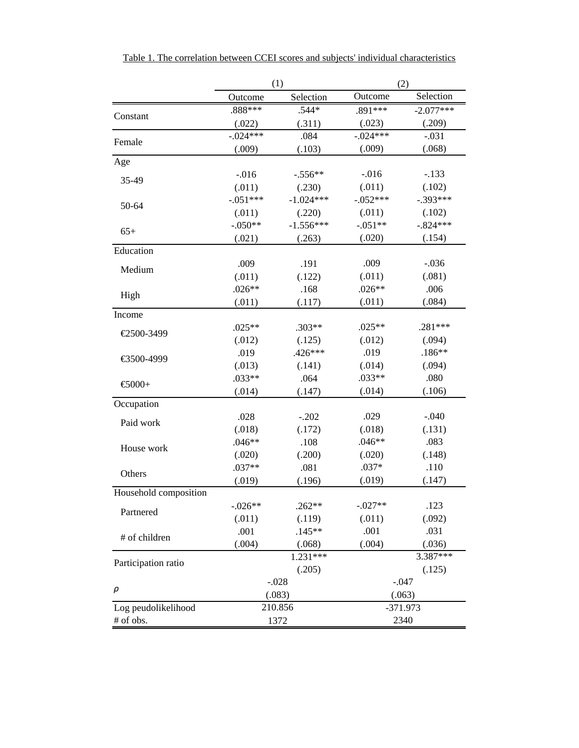Table 1. The correlation between CCEI scores and subjects' individual characteristics

| | (1) | | (2) | |
|---|---|---|---|---|
| | Outcome | Selection | Outcome | Selection |
| Constant | .888*** | .544* | .891*** | -2.077*** |
| | (.022) | (.311) | (.023) | (.209) |
| Female | -.024*** | .084 | -.024*** | -.031 |
| | (.009) | (.103) | (.009) | (.068) |
| Age | | | | |
| 35-49 | -.016 | -.556** | -.016 | -.133 |
| | (.011) | (.230) | (.011) | (.102) |
| 50-64 | -.051*** | -1.024*** | -.052*** | -.393*** |
| | (.011) | (.220) | (.011) | (.102) |
| 65+ | -.050** | -1.556*** | -.051** | -.824*** |
| | (.021) | (.263) | (.020) | (.154) |
| Education | | | | |
| Medium | .009 | .191 | .009 | -.036 |
| | (.011) | (.122) | (.011) | (.081) |
| High | .026** | .168 | .026** | .006 |
| | (.011) | (.117) | (.011) | (.084) |
| Income | | | | |
| €2500-3499 | .025** | .303** | .025** | .281*** |
| | (.012) | (.125) | (.012) | (.094) |
| €3500-4999 | .019 | .426*** | .019 | .186** |
| | (.013) | (.141) | (.014) | (.094) |
| €5000+ | .033** | .064 | .033** | .080 |
| | (.014) | (.147) | (.014) | (.106) |
| Occupation | | | | |
| Paid work | .028 | -.202 | .029 | -.040 |
| | (.018) | (.172) | (.018) | (.131) |
| House work | .046** | .108 | .046** | .083 |
| | (.020) | (.200) | (.020) | (.148) |
| Others | .037** | .081 | .037* | .110 |
| | (.019) | (.196) | (.019) | (.147) |
| Household composition | | | | |
| Partnered | -.026** | .262** | -.027** | .123 |
| | (.011) | (.119) | (.011) | (.092) |
| # of children | .001 | .145** | .001 | .031 |
| | (.004) | (.068) | (.004) | (.036) |
| Participation ratio | | 1.231*** | | 3.387*** |
| | | (.205) | | (.125) |
| $\rho$ | -.028 | | -.047 | |
| | (.083) | | (.063) | |
| Log peudolikelihood | 210.856 | | -371.973 | |
| # of obs. | 1372 | | 2340 | |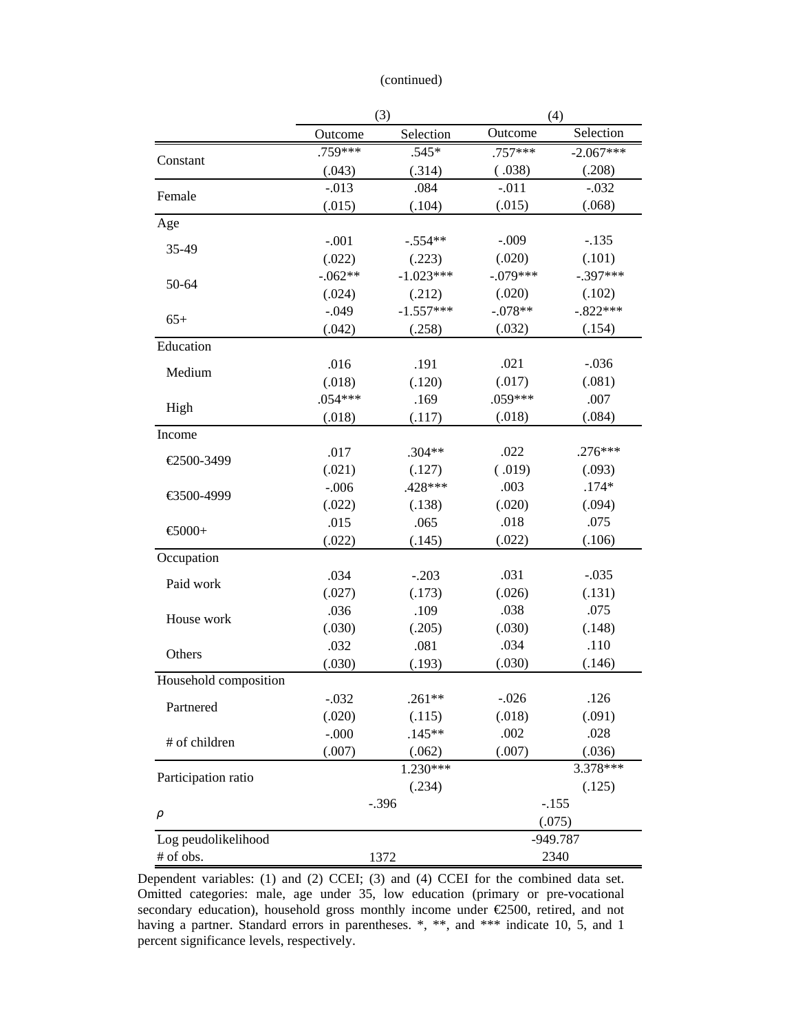(continued)

| | (3) | | (4) | |
|---|---|---|---|---|
| | Outcome | Selection | Outcome | Selection |
| Constant | .759*** | .545* | .757*** | -2.067*** |
| | (.043) | (.314) | ( .038) | (.208) |
| Female | -.013 | .084 | -.011 | -.032 |
| | (.015) | (.104) | (.015) | (.068) |
| Age | | | | |
| 35-49 | -.001 | -.554** | -.009 | -.135 |
| | (.022) | (.223) | (.020) | (.101) |
| 50-64 | -.062** | -1.023*** | -.079*** | -.397*** |
| | (.024) | (.212) | (.020) | (.102) |
| 65+ | -.049 | -1.557*** | -.078** | -.822*** |
| | (.042) | (.258) | (.032) | (.154) |
| Education | | | | |
| Medium | .016 | .191 | .021 | -.036 |
| | (.018) | (.120) | (.017) | (.081) |
| High | .054*** | .169 | .059*** | .007 |
| | (.018) | (.117) | (.018) | (.084) |
| Income | | | | |
| €2500-3499 | .017 | .304** | .022 | .276*** |
| | (.021) | (.127) | ( .019) | (.093) |
| €3500-4999 | -.006 | .428*** | .003 | .174* |
| | (.022) | (.138) | (.020) | (.094) |
| €5000+ | .015 | .065 | .018 | .075 |
| | (.022) | (.145) | (.022) | (.106) |
| Occupation | | | | |
| Paid work | .034 | -.203 | .031 | -.035 |
| | (.027) | (.173) | (.026) | (.131) |
| House work | .036 | .109 | .038 | .075 |
| | (.030) | (.205) | (.030) | (.148) |
| Others | .032 | .081 | .034 | .110 |
| | (.030) | (.193) | (.030) | (.146) |
| Household composition | | | | |
| Partnered | -.032 | .261** | -.026 | .126 |
| | (.020) | (.115) | (.018) | (.091) |
| # of children | -.000 | .145** | .002 | .028 |
| | (.007) | (.062) | (.007) | (.036) |
| Participation ratio | | 1.230*** | | 3.378*** |
| | | (.234) | | (.125) |
| $\rho$ | -.396 | | -.155 | |
| | | | (.075) | |
| Log peudolikelihood | | | -949.787 | |
| # of obs. | 1372 | | 2340 | |

Dependent variables: (1) and (2) CCEI; (3) and (4) CCEI for the combined data set. Omitted categories: male, age under 35, low education (primary or pre-vocational secondary education), household gross monthly income under €2500, retired, and not having a partner. Standard errors in parentheses. *, **, and *** indicate 10, 5, and 1 percent significance levels, respectively.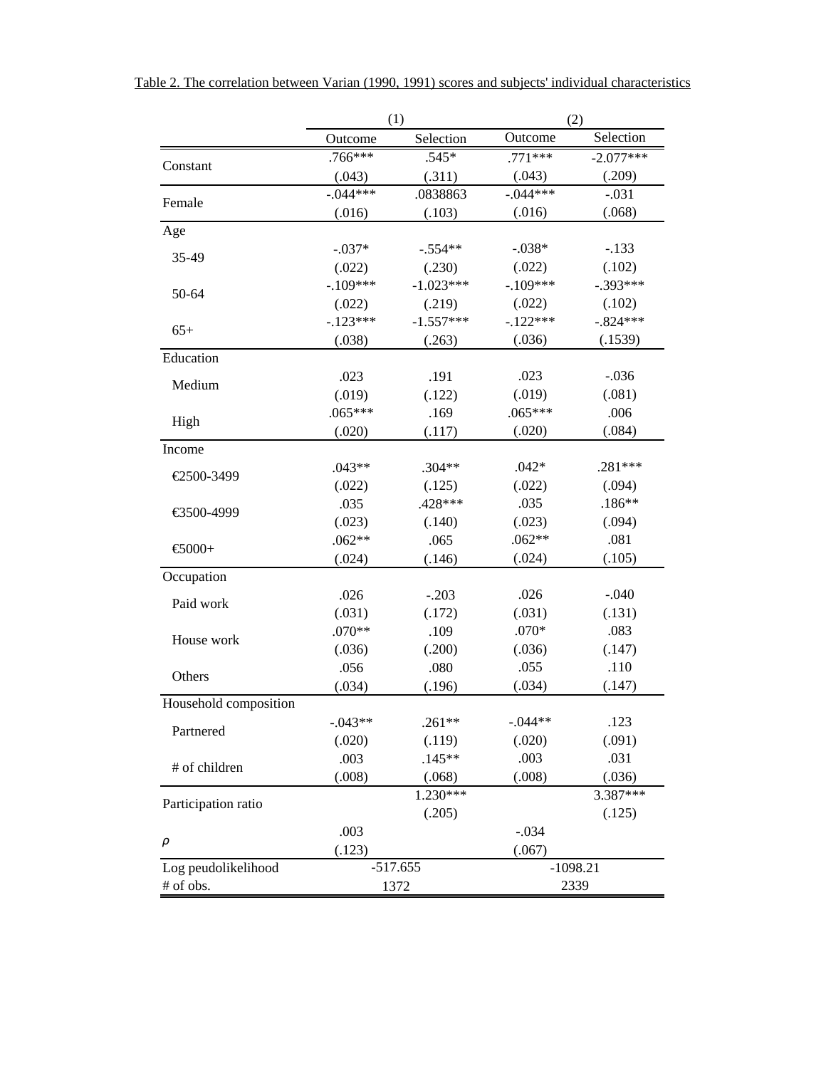Table 2. The correlation between Varian (1990, 1991) scores and subjects' individual characteristics

| | (1) | | (2) | |
|---|---|---|---|---|
| | Outcome | Selection | Outcome | Selection |
| Constant | .766*** | .545* | .771*** | -2.077*** |
| | (.043) | (.311) | (.043) | (.209) |
| Female | -.044*** | .0838863 | -.044*** | -.031 |
| | (.016) | (.103) | (.016) | (.068) |
| Age | | | | |
| 35-49 | -.037* | -.554** | -.038* | -.133 |
| | (.022) | (.230) | (.022) | (.102) |
| 50-64 | -.109*** | -1.023*** | -.109*** | -.393*** |
| | (.022) | (.219) | (.022) | (.102) |
| 65+ | -.123*** | -1.557*** | -.122*** | -.824*** |
| | (.038) | (.263) | (.036) | (.1539) |
| Education | | | | |
| Medium | .023 | .191 | .023 | -.036 |
| | (.019) | (.122) | (.019) | (.081) |
| High | .065*** | .169 | .065*** | .006 |
| | (.020) | (.117) | (.020) | (.084) |
| Income | | | | |
| €2500-3499 | .043** | .304** | .042* | .281*** |
| | (.022) | (.125) | (.022) | (.094) |
| €3500-4999 | .035 | .428*** | .035 | .186** |
| | (.023) | (.140) | (.023) | (.094) |
| €5000+ | .062** | .065 | .062** | .081 |
| | (.024) | (.146) | (.024) | (.105) |
| Occupation | | | | |
| Paid work | .026 | -.203 | .026 | -.040 |
| | (.031) | (.172) | (.031) | (.131) |
| House work | .070** | .109 | .070* | .083 |
| | (.036) | (.200) | (.036) | (.147) |
| Others | .056 | .080 | .055 | .110 |
| | (.034) | (.196) | (.034) | (.147) |
| Household composition | | | | |
| Partnered | -.043** | .261** | -.044** | .123 |
| | (.020) | (.119) | (.020) | (.091) |
| # of children | .003 | .145** | .003 | .031 |
| | (.008) | (.068) | (.008) | (.036) |
| Participation ratio | | 1.230*** | | 3.387*** |
| | | (.205) | | (.125) |
| $\rho$ | .003 | | -.034 | |
| | (.123) | | (.067) | |
| Log peudolikelihood | -517.655 | | -1098.21 | |
| # of obs. | 1372 | | 2339 | |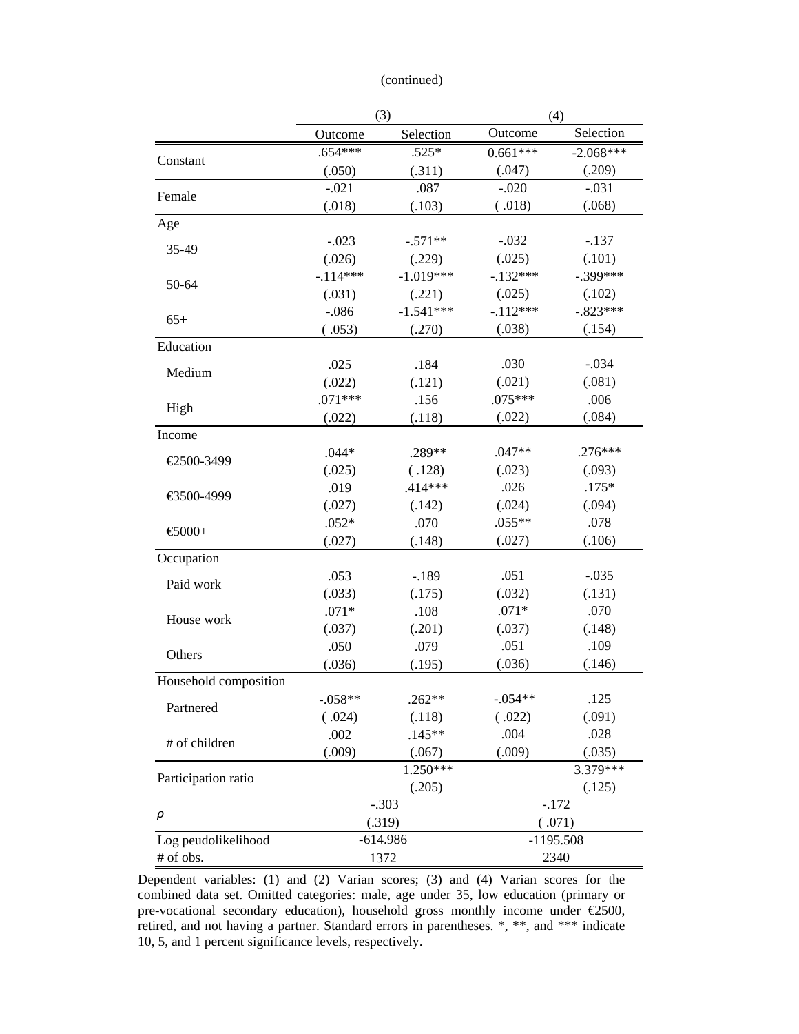(continued)

| | (3) | | (4) | |
|---|---|---|---|---|
| | Outcome | Selection | Outcome | Selection |
| Constant | .654*** | .525* | 0.661*** | -2.068*** |
| | (.050) | (.311) | (.047) | (.209) |
| Female | -.021 | .087 | -.020 | -.031 |
| | (.018) | (.103) | ( .018) | (.068) |
| Age | | | | |
| 35-49 | -.023 | -.571** | -.032 | -.137 |
| | (.026) | (.229) | (.025) | (.101) |
| 50-64 | -.114*** | -1.019*** | -.132*** | -.399*** |
| | (.031) | (.221) | (.025) | (.102) |
| 65+ | -.086 | -1.541*** | -.112*** | -.823*** |
| | ( .053) | (.270) | (.038) | (.154) |
| Education | | | | |
| Medium | .025 | .184 | .030 | -.034 |
| | (.022) | (.121) | (.021) | (.081) |
| High | .071*** | .156 | .075*** | .006 |
| | (.022) | (.118) | (.022) | (.084) |
| Income | | | | |
| €2500-3499 | .044* | .289** | .047** | .276*** |
| | (.025) | ( .128) | (.023) | (.093) |
| €3500-4999 | .019 | .414*** | .026 | .175* |
| | (.027) | (.142) | (.024) | (.094) |
| €5000+ | .052* | .070 | .055** | .078 |
| | (.027) | (.148) | (.027) | (.106) |
| Occupation | | | | |
| Paid work | .053 | -.189 | .051 | -.035 |
| | (.033) | (.175) | (.032) | (.131) |
| House work | .071* | .108 | .071* | .070 |
| | (.037) | (.201) | (.037) | (.148) |
| Others | .050 | .079 | .051 | .109 |
| | (.036) | (.195) | (.036) | (.146) |
| Household composition | | | | |
| Partnered | -.058** | .262** | -.054** | .125 |
| | ( .024) | (.118) | ( .022) | (.091) |
| # of children | .002 | .145** | .004 | .028 |
| | (.009) | (.067) | (.009) | (.035) |
| Participation ratio | | 1.250*** | | 3.379*** |
| | | (.205) | | (.125) |
| $\rho$ | -.303 | | -.172 | |
| | (.319) | | ( .071) | |
| Log peudolikelihood | -614.986 | | -1195.508 | |
| # of obs. | 1372 | | 2340 | |

Dependent variables: (1) and (2) Varian scores; (3) and (4) Varian scores for the combined data set. Omitted categories: male, age under 35, low education (primary or pre-vocational secondary education), household gross monthly income under €2500, retired, and not having a partner. Standard errors in parentheses. *, **, and *** indicate 10, 5, and 1 percent significance levels, respectively.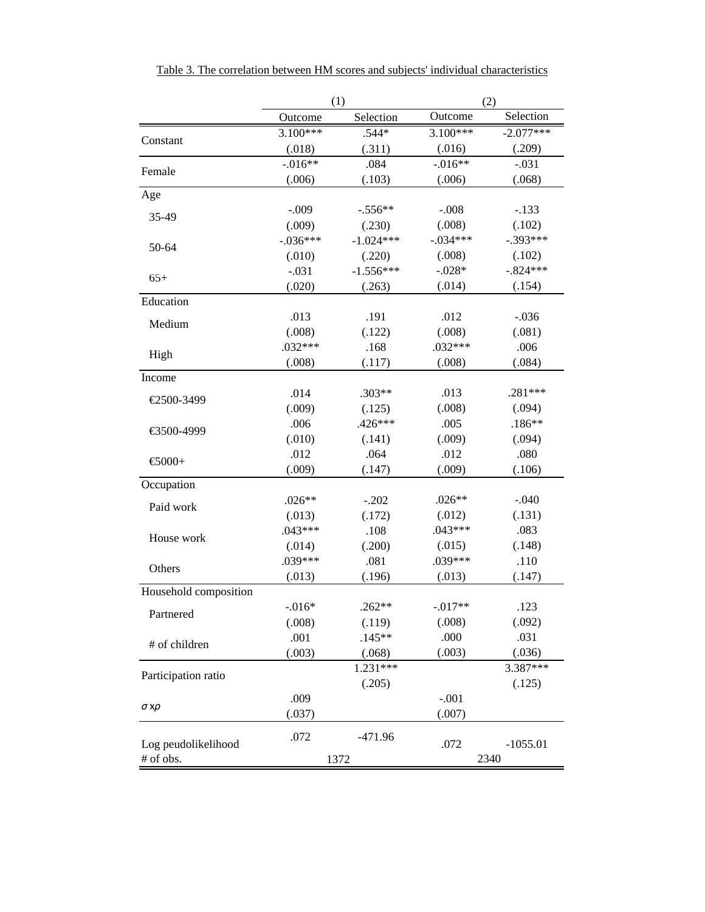Table 3. The correlation between HM scores and subjects' individual characteristics

| | (1) | | (2) | |
|---|---|---|---|---|
| | Outcome | Selection | Outcome | Selection |
| Constant | 3.100*** | .544* | 3.100*** | -2.077*** |
| | (.018) | (.311) | (.016) | (.209) |
| Female | -.016** | .084 | -.016** | -.031 |
| | (.006) | (.103) | (.006) | (.068) |
| Age | | | | |
| 35-49 | -.009 | -.556** | -.008 | -.133 |
| | (.009) | (.230) | (.008) | (.102) |
| 50-64 | -.036*** | -1.024*** | -.034*** | -.393*** |
| | (.010) | (.220) | (.008) | (.102) |
| 65+ | -.031 | -1.556*** | -.028* | -.824*** |
| | (.020) | (.263) | (.014) | (.154) |
| Education | | | | |
| Medium | .013 | .191 | .012 | -.036 |
| | (.008) | (.122) | (.008) | (.081) |
| High | .032*** | .168 | .032*** | .006 |
| | (.008) | (.117) | (.008) | (.084) |
| Income | | | | |
| €2500-3499 | .014 | .303** | .013 | .281*** |
| | (.009) | (.125) | (.008) | (.094) |
| €3500-4999 | .006 | .426*** | .005 | .186** |
| | (.010) | (.141) | (.009) | (.094) |
| €5000+ | .012 | .064 | .012 | .080 |
| | (.009) | (.147) | (.009) | (.106) |
| Occupation | | | | |
| Paid work | .026** | -.202 | .026** | -.040 |
| | (.013) | (.172) | (.012) | (.131) |
| House work | .043*** | .108 | .043*** | .083 |
| | (.014) | (.200) | (.015) | (.148) |
| Others | .039*** | .081 | .039*** | .110 |
| | (.013) | (.196) | (.013) | (.147) |
| Household composition | | | | |
| Partnered | -.016* | .262** | -.017** | .123 |
| | (.008) | (.119) | (.008) | (.092) |
| # of children | .001 | .145** | .000 | .031 |
| | (.003) | (.068) | (.003) | (.036) |
| Participation ratio | | 1.231*** | | 3.387*** |
| | | (.205) | | (.125) |
| $\sigma \times \rho$ | .009 | | -.001 | |
| | (.037) | | (.007) | |
| Log peudolikelihood | .072 | -471.96 | .072 | -1055.01 |
| # of obs. | 1372 | | 2340 | |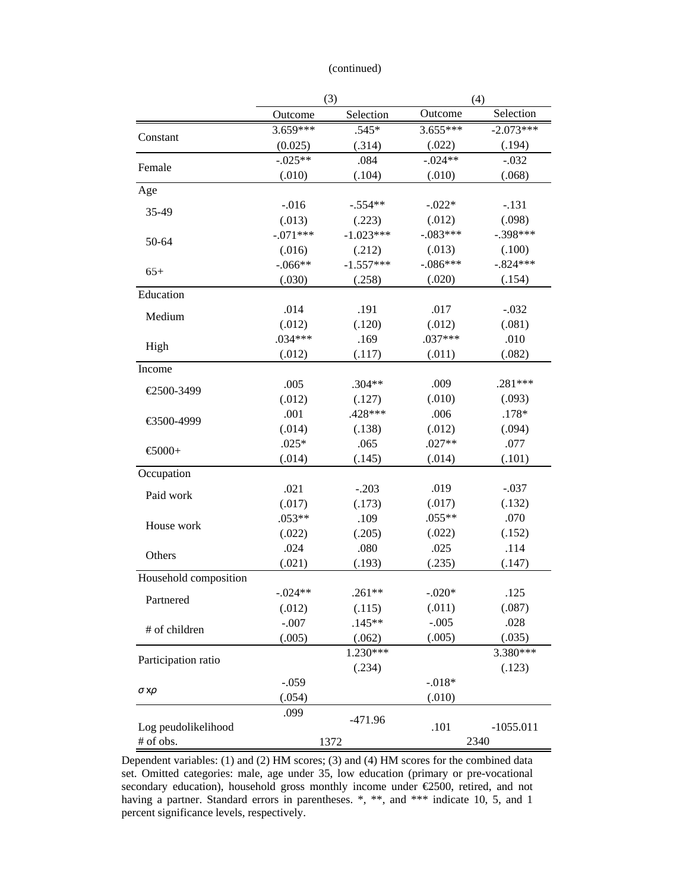(continued)

| | (3) | | (4) | |
|---|---|---|---|---|
| | Outcome | Selection | Outcome | Selection |
| Constant | 3.659*** | .545* | 3.655*** | -2.073*** |
| | (0.025) | (.314) | (.022) | (.194) |
| Female | -.025** | .084 | -.024** | -.032 |
| | (.010) | (.104) | (.010) | (.068) |
| Age | | | | |
| 35-49 | -.016 | -.554** | -.022* | -.131 |
| | (.013) | (.223) | (.012) | (.098) |
| 50-64 | -.071*** | -1.023*** | -.083*** | -.398*** |
| | (.016) | (.212) | (.013) | (.100) |
| 65+ | -.066** | -1.557*** | -.086*** | -.824*** |
| | (.030) | (.258) | (.020) | (.154) |
| Education | | | | |
| Medium | .014 | .191 | .017 | -.032 |
| | (.012) | (.120) | (.012) | (.081) |
| High | .034*** | .169 | .037*** | .010 |
| | (.012) | (.117) | (.011) | (.082) |
| Income | | | | |
| €2500-3499 | .005 | .304** | .009 | .281*** |
| | (.012) | (.127) | (.010) | (.093) |
| €3500-4999 | .001 | .428*** | .006 | .178* |
| | (.014) | (.138) | (.012) | (.094) |
| €5000+ | .025* | .065 | .027** | .077 |
| | (.014) | (.145) | (.014) | (.101) |
| Occupation | | | | |
| Paid work | .021 | -.203 | .019 | -.037 |
| | (.017) | (.173) | (.017) | (.132) |
| House work | .053** | .109 | .055** | .070 |
| | (.022) | (.205) | (.022) | (.152) |
| Others | .024 | .080 | .025 | .114 |
| | (.021) | (.193) | (.235) | (.147) |
| Household composition | | | | |
| Partnered | -.024** | .261** | -.020* | .125 |
| | (.012) | (.115) | (.011) | (.087) |
| # of children | -.007 | .145** | -.005 | .028 |
| | (.005) | (.062) | (.005) | (.035) |
| Participation ratio | | 1.230*** | | 3.380*** |
| | | (.234) | | (.123) |
| $\sigma \times \rho$ | -.059 | | -.018* | |
| | (.054) | | (.010) | |
| Log peudolikelihood | .099 | -471.96 | .101 | -1055.011 |
| # of obs. | 1372 | | 2340 | |

Dependent variables: (1) and (2) HM scores; (3) and (4) HM scores for the combined data set. Omitted categories: male, age under 35, low education (primary or pre-vocational secondary education), household gross monthly income under €2500, retired, and not having a partner. Standard errors in parentheses. *, **, and *** indicate 10, 5, and 1 percent significance levels, respectively.